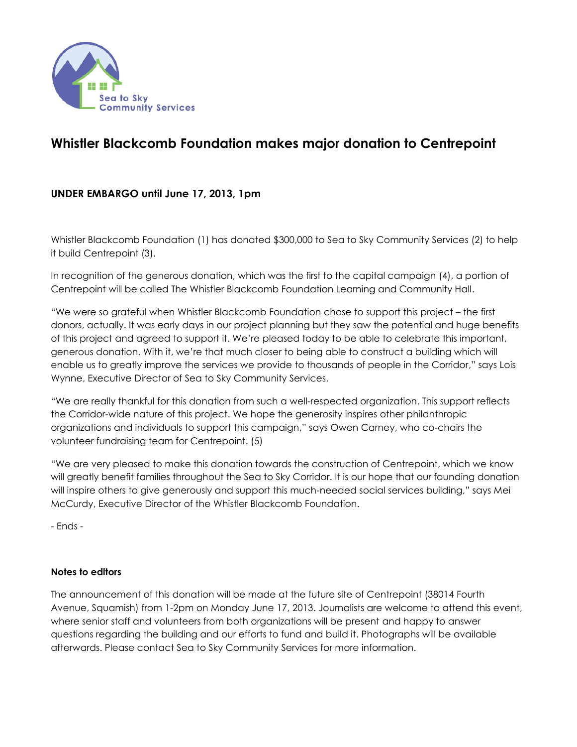Sea to Sky Community Services

# Whistler Blackcomb Foundation makes major donation to Centrepoint

**UNDER EMBARGO until June 17, 2013, 1pm**

Whistler Blackcomb Foundation (1) has donated $300,000 to Sea to Sky Community Services (2) to help it build Centrepoint (3).

In recognition of the generous donation, which was the first to the capital campaign (4), a portion of Centrepoint will be called The Whistler Blackcomb Foundation Learning and Community Hall.

"We were so grateful when Whistler Blackcomb Foundation chose to support this project – the first donors, actually. It was early days in our project planning but they saw the potential and huge benefits of this project and agreed to support it. We're pleased today to be able to celebrate this important, generous donation. With it, we're that much closer to being able to construct a building which will enable us to greatly improve the services we provide to thousands of people in the Corridor," says Lois Wynne, Executive Director of Sea to Sky Community Services.

"We are really thankful for this donation from such a well-respected organization. This support reflects the Corridor-wide nature of this project. We hope the generosity inspires other philanthropic organizations and individuals to support this campaign," says Owen Carney, who co-chairs the volunteer fundraising team for Centrepoint. (5)

"We are very pleased to make this donation towards the construction of Centrepoint, which we know will greatly benefit families throughout the Sea to Sky Corridor. It is our hope that our founding donation will inspire others to give generously and support this much-needed social services building," says Mei McCurdy, Executive Director of the Whistler Blackcomb Foundation.

- Ends -

**Notes to editors**

The announcement of this donation will be made at the future site of Centrepoint (38014 Fourth Avenue, Squamish) from 1-2pm on Monday June 17, 2013. Journalists are welcome to attend this event, where senior staff and volunteers from both organizations will be present and happy to answer questions regarding the building and our efforts to fund and build it. Photographs will be available afterwards. Please contact Sea to Sky Community Services for more information.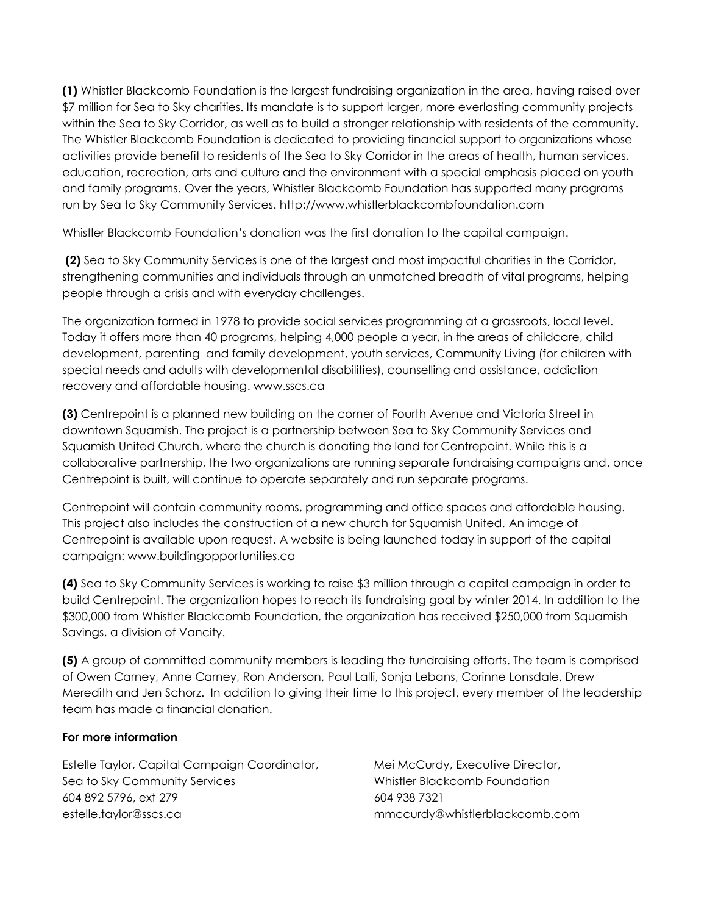**(1)** Whistler Blackcomb Foundation is the largest fundraising organization in the area, having raised over $7 million for Sea to Sky charities. Its mandate is to support larger, more everlasting community projects within the Sea to Sky Corridor, as well as to build a stronger relationship with residents of the community. The Whistler Blackcomb Foundation is dedicated to providing financial support to organizations whose activities provide benefit to residents of the Sea to Sky Corridor in the areas of health, human services, education, recreation, arts and culture and the environment with a special emphasis placed on youth and family programs. Over the years, Whistler Blackcomb Foundation has supported many programs run by Sea to Sky Community Services. http://www.whistlerblackcombfoundation.com

Whistler Blackcomb Foundation's donation was the first donation to the capital campaign.

**(2)** Sea to Sky Community Services is one of the largest and most impactful charities in the Corridor, strengthening communities and individuals through an unmatched breadth of vital programs, helping people through a crisis and with everyday challenges.

The organization formed in 1978 to provide social services programming at a grassroots, local level. Today it offers more than 40 programs, helping 4,000 people a year, in the areas of childcare, child development, parenting and family development, youth services, Community Living (for children with special needs and adults with developmental disabilities), counselling and assistance, addiction recovery and affordable housing. www.sscs.ca

**(3)** Centrepoint is a planned new building on the corner of Fourth Avenue and Victoria Street in downtown Squamish. The project is a partnership between Sea to Sky Community Services and Squamish United Church, where the church is donating the land for Centrepoint. While this is a collaborative partnership, the two organizations are running separate fundraising campaigns and, once Centrepoint is built, will continue to operate separately and run separate programs.

Centrepoint will contain community rooms, programming and office spaces and affordable housing. This project also includes the construction of a new church for Squamish United. An image of Centrepoint is available upon request. A website is being launched today in support of the capital campaign: www.buildingopportunities.ca

**(4)** Sea to Sky Community Services is working to raise $3 million through a capital campaign in order to build Centrepoint. The organization hopes to reach its fundraising goal by winter 2014. In addition to the $300,000 from Whistler Blackcomb Foundation, the organization has received $250,000 from Squamish Savings, a division of Vancity.

**(5)** A group of committed community members is leading the fundraising efforts. The team is comprised of Owen Carney, Anne Carney, Ron Anderson, Paul Lalli, Sonja Lebans, Corinne Lonsdale, Drew Meredith and Jen Schorz. In addition to giving their time to this project, every member of the leadership team has made a financial donation.

**For more information**

Estelle Taylor, Capital Campaign Coordinator,
Sea to Sky Community Services
604 892 5796, ext 279
estelle.taylor@sscs.ca

Mei McCurdy, Executive Director,
Whistler Blackcomb Foundation
604 938 7321
mmccurdy@whistlerblackcomb.com